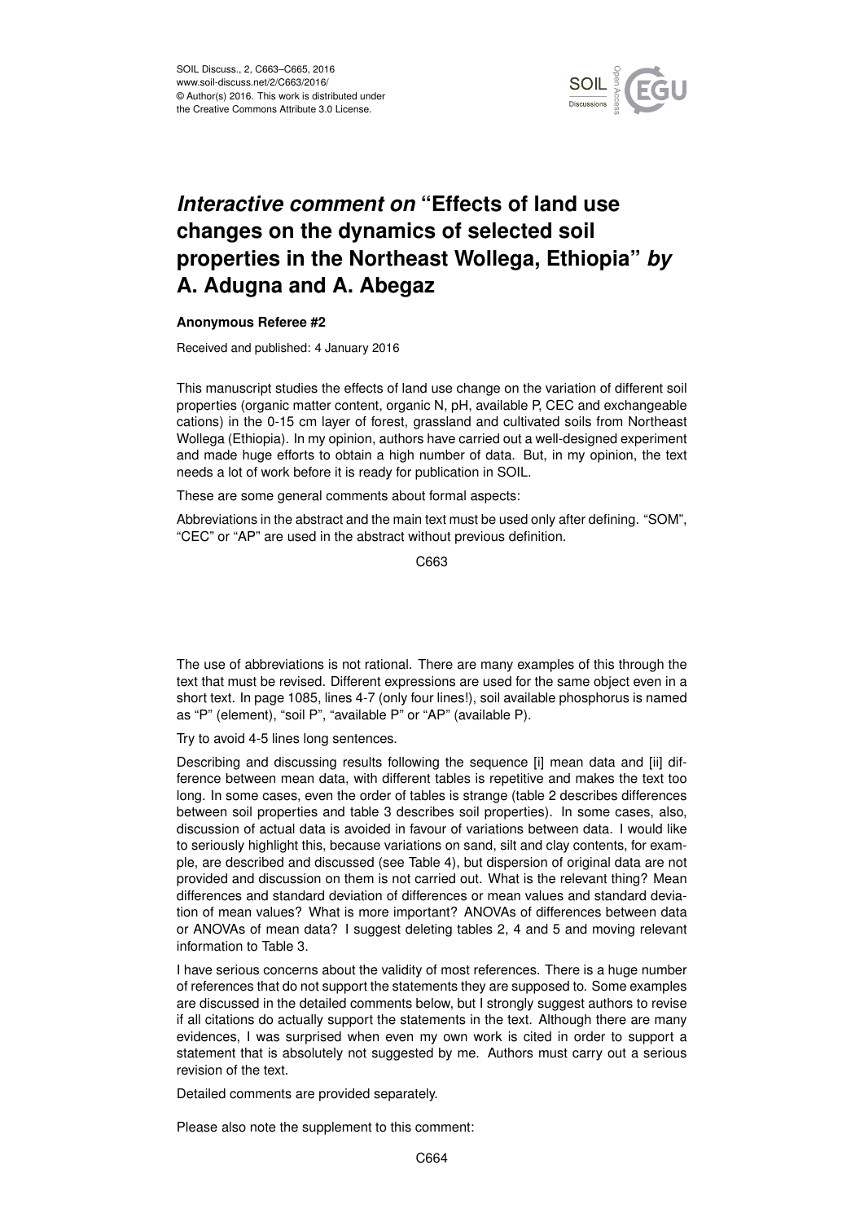# *Interactive comment on* "Effects of land use changes on the dynamics of selected soil properties in the Northeast Wollega, Ethiopia" *by* A. Adugna and A. Abegaz

**Anonymous Referee #2**

Received and published: 4 January 2016

This manuscript studies the effects of land use change on the variation of different soil properties (organic matter content, organic N, pH, available P, CEC and exchangeable cations) in the 0-15 cm layer of forest, grassland and cultivated soils from Northeast Wollega (Ethiopia). In my opinion, authors have carried out a well-designed experiment and made huge efforts to obtain a high number of data. But, in my opinion, the text needs a lot of work before it is ready for publication in SOIL.

These are some general comments about formal aspects:

Abbreviations in the abstract and the main text must be used only after defining. "SOM", "CEC" or "AP" are used in the abstract without previous definition.

The use of abbreviations is not rational. There are many examples of this through the text that must be revised. Different expressions are used for the same object even in a short text. In page 1085, lines 4-7 (only four lines!), soil available phosphorus is named as "P" (element), "soil P", "available P" or "AP" (available P).

Try to avoid 4-5 lines long sentences.

Describing and discussing results following the sequence [i] mean data and [ii] difference between mean data, with different tables is repetitive and makes the text too long. In some cases, even the order of tables is strange (table 2 describes differences between soil properties and table 3 describes soil properties). In some cases, also, discussion of actual data is avoided in favour of variations between data. I would like to seriously highlight this, because variations on sand, silt and clay contents, for example, are described and discussed (see Table 4), but dispersion of original data are not provided and discussion on them is not carried out. What is the relevant thing? Mean differences and standard deviation of differences or mean values and standard deviation of mean values? What is more important? ANOVAs of differences between data or ANOVAs of mean data? I suggest deleting tables 2, 4 and 5 and moving relevant information to Table 3.

I have serious concerns about the validity of most references. There is a huge number of references that do not support the statements they are supposed to. Some examples are discussed in the detailed comments below, but I strongly suggest authors to revise if all citations do actually support the statements in the text. Although there are many evidences, I was surprised when even my own work is cited in order to support a statement that is absolutely not suggested by me. Authors must carry out a serious revision of the text.

Detailed comments are provided separately.

Please also note the supplement to this comment: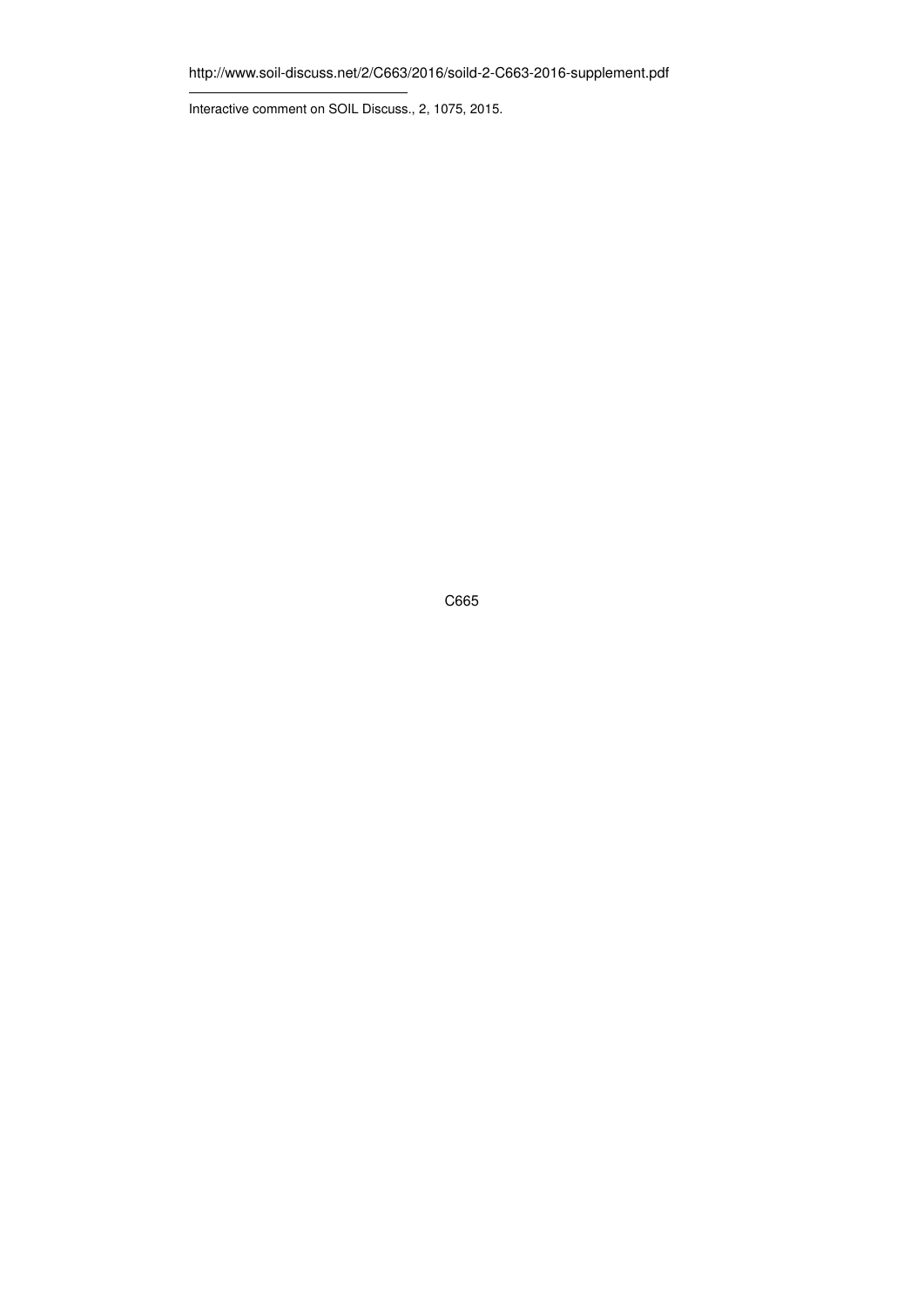http://www.soil-discuss.net/2/C663/2016/soild-2-C663-2016-supplement.pdf

---

Interactive comment on SOIL Discuss., 2, 1075, 2015.